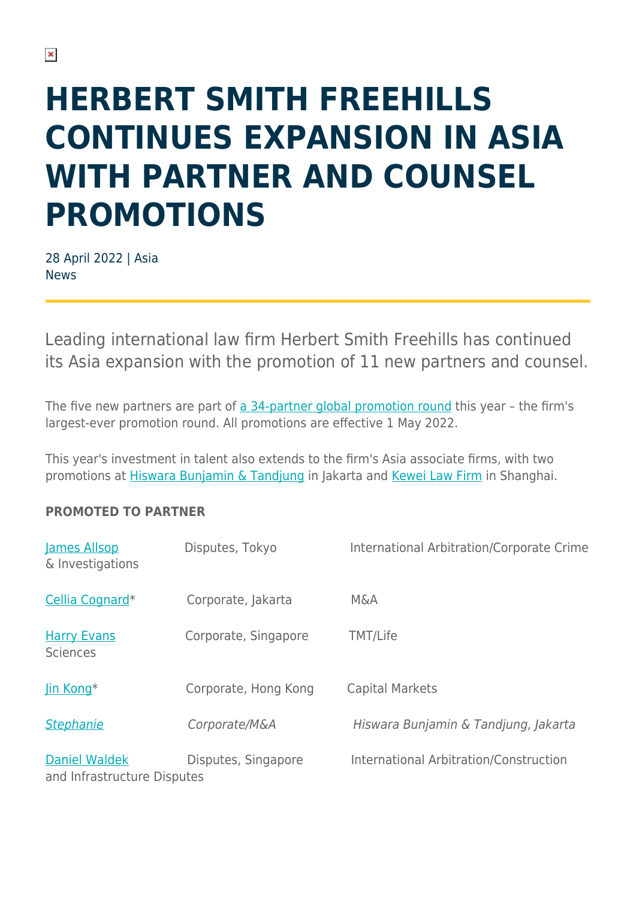# HERBERT SMITH FREEHILLS CONTINUES EXPANSION IN ASIA WITH PARTNER AND COUNSEL PROMOTIONS

28 April 2022 | Asia
News

Leading international law firm Herbert Smith Freehills has continued its Asia expansion with the promotion of 11 new partners and counsel.

The five new partners are part of a 34-partner global promotion round this year – the firm's largest-ever promotion round. All promotions are effective 1 May 2022.

This year's investment in talent also extends to the firm's Asia associate firms, with two promotions at Hiswara Bunjamin & Tandjung in Jakarta and Kewei Law Firm in Shanghai.

**PROMOTED TO PARTNER**

| | | |
|---|---|---|
| James Allsop | Disputes, Tokyo | International Arbitration/Corporate Crime & Investigations |
| Cellia Cognard* | Corporate, Jakarta | M&A |
| Harry Evans | Corporate, Singapore | TMT/Life Sciences |
| Jin Kong* | Corporate, Hong Kong | Capital Markets |
| *Stephanie* | *Corporate/M&A* | *Hiswara Bunjamin & Tandjung, Jakarta* |
| Daniel Waldek | Disputes, Singapore | International Arbitration/Construction and Infrastructure Disputes |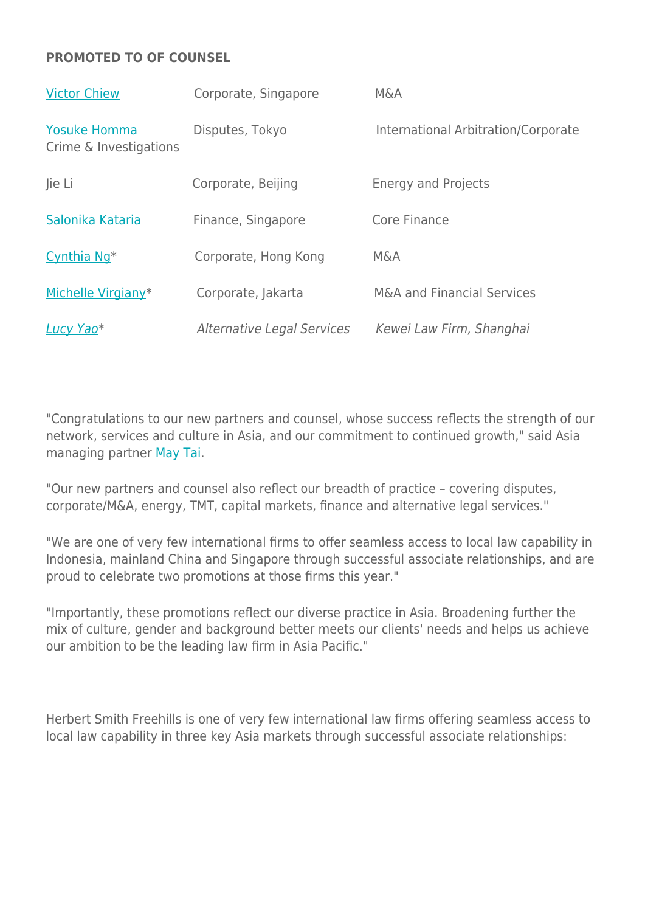**PROMOTED TO OF COUNSEL**

| | | |
|---|---|---|
| Victor Chiew | Corporate, Singapore | M&A |
| Yosuke Homma Crime & Investigations | Disputes, Tokyo | International Arbitration/Corporate |
| Jie Li | Corporate, Beijing | Energy and Projects |
| Salonika Kataria | Finance, Singapore | Core Finance |
| Cynthia Ng* | Corporate, Hong Kong | M&A |
| Michelle Virgiany* | Corporate, Jakarta | M&A and Financial Services |
| *Lucy Yao** | *Alternative Legal Services* | *Kewei Law Firm, Shanghai* |

"Congratulations to our new partners and counsel, whose success reflects the strength of our network, services and culture in Asia, and our commitment to continued growth," said Asia managing partner May Tai.

"Our new partners and counsel also reflect our breadth of practice – covering disputes, corporate/M&A, energy, TMT, capital markets, finance and alternative legal services."

"We are one of very few international firms to offer seamless access to local law capability in Indonesia, mainland China and Singapore through successful associate relationships, and are proud to celebrate two promotions at those firms this year."

"Importantly, these promotions reflect our diverse practice in Asia. Broadening further the mix of culture, gender and background better meets our clients' needs and helps us achieve our ambition to be the leading law firm in Asia Pacific."

Herbert Smith Freehills is one of very few international law firms offering seamless access to local law capability in three key Asia markets through successful associate relationships: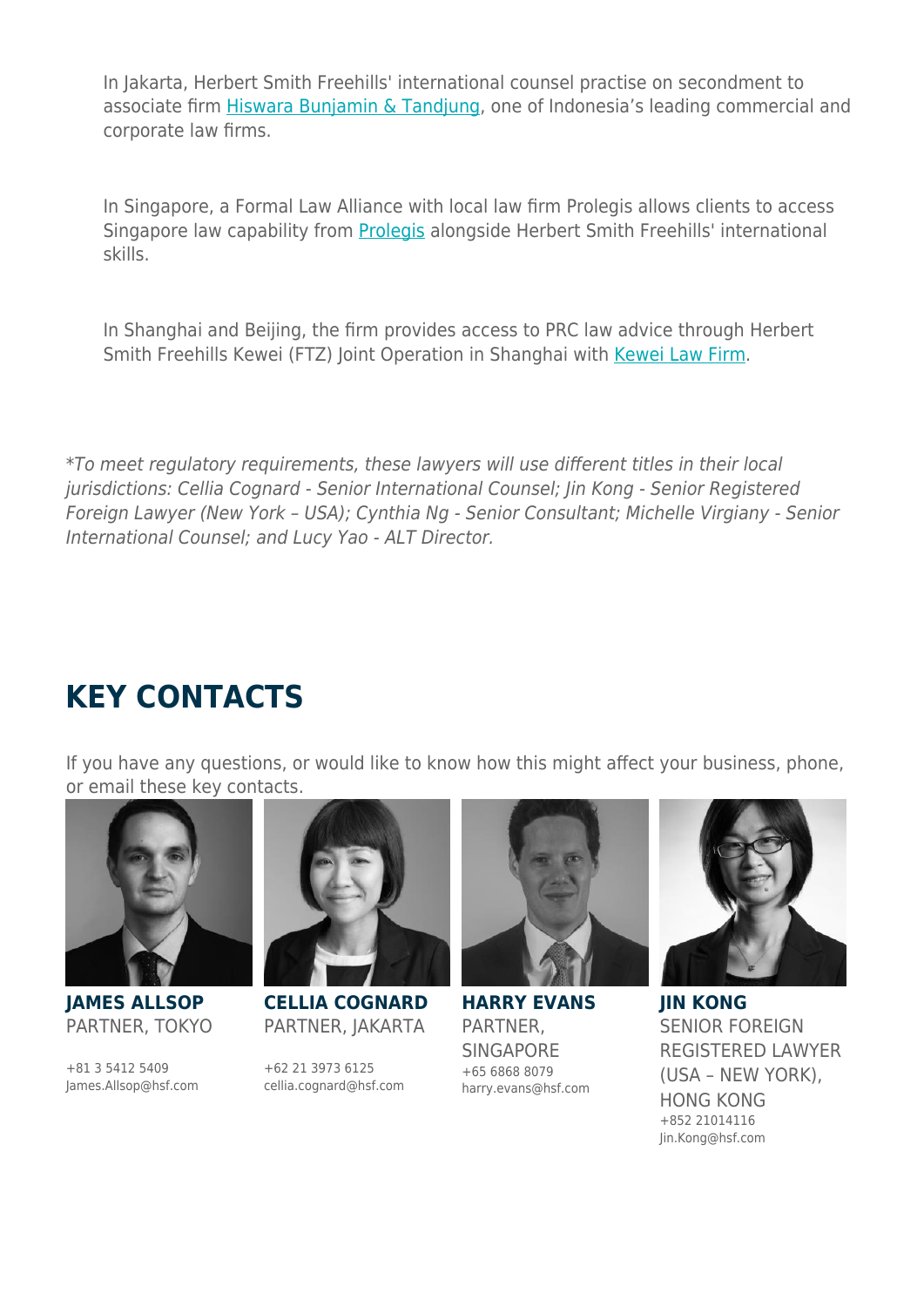In Jakarta, Herbert Smith Freehills' international counsel practise on secondment to associate firm [Hiswara Bunjamin & Tandjung](), one of Indonesia's leading commercial and corporate law firms.

In Singapore, a Formal Law Alliance with local law firm Prolegis allows clients to access Singapore law capability from [Prolegis]() alongside Herbert Smith Freehills' international skills.

In Shanghai and Beijing, the firm provides access to PRC law advice through Herbert Smith Freehills Kewei (FTZ) Joint Operation in Shanghai with [Kewei Law Firm]().

*\*To meet regulatory requirements, these lawyers will use different titles in their local jurisdictions: Cellia Cognard - Senior International Counsel; Jin Kong - Senior Registered Foreign Lawyer (New York – USA); Cynthia Ng - Senior Consultant; Michelle Virgiany - Senior International Counsel; and Lucy Yao - ALT Director.*

# KEY CONTACTS

If you have any questions, or would like to know how this might affect your business, phone, or email these key contacts.

**JAMES ALLSOP**
PARTNER, TOKYO

+81 3 5412 5409
James.Allsop@hsf.com

**CELLIA COGNARD**
PARTNER, JAKARTA

+62 21 3973 6125
cellia.cognard@hsf.com

**HARRY EVANS**
PARTNER, SINGAPORE

+65 6868 8079
harry.evans@hsf.com

**JIN KONG**
SENIOR FOREIGN REGISTERED LAWYER (USA – NEW YORK), HONG KONG

+852 21014116
Jin.Kong@hsf.com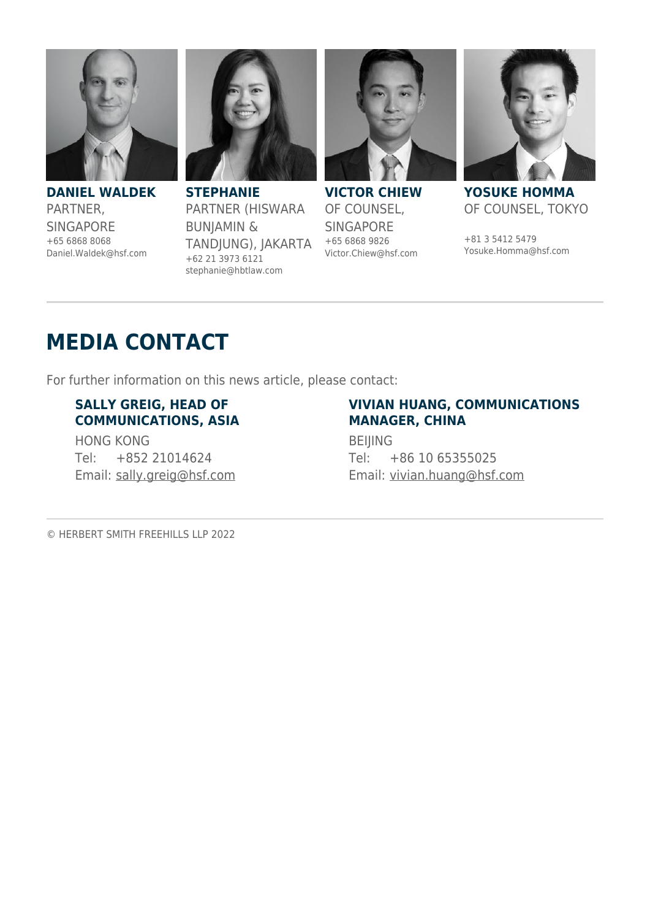**DANIEL WALDEK**
PARTNER, SINGAPORE
+65 6868 8068
Daniel.Waldek@hsf.com

**STEPHANIE**
PARTNER (HISWARA BUNJAMIN & TANDJUNG), JAKARTA
+62 21 3973 6121
stephanie@hbtlaw.com

**VICTOR CHIEW**
OF COUNSEL, SINGAPORE
+65 6868 9826
Victor.Chiew@hsf.com

**YOSUKE HOMMA**
OF COUNSEL, TOKYO
+81 3 5412 5479
Yosuke.Homma@hsf.com

## MEDIA CONTACT

For further information on this news article, please contact:

**SALLY GREIG, HEAD OF COMMUNICATIONS, ASIA**

HONG KONG
Tel: +852 21014624
Email: sally.greig@hsf.com

**VIVIAN HUANG, COMMUNICATIONS MANAGER, CHINA**

BEIJING
Tel: +86 10 65355025
Email: vivian.huang@hsf.com

© HERBERT SMITH FREEHILLS LLP 2022